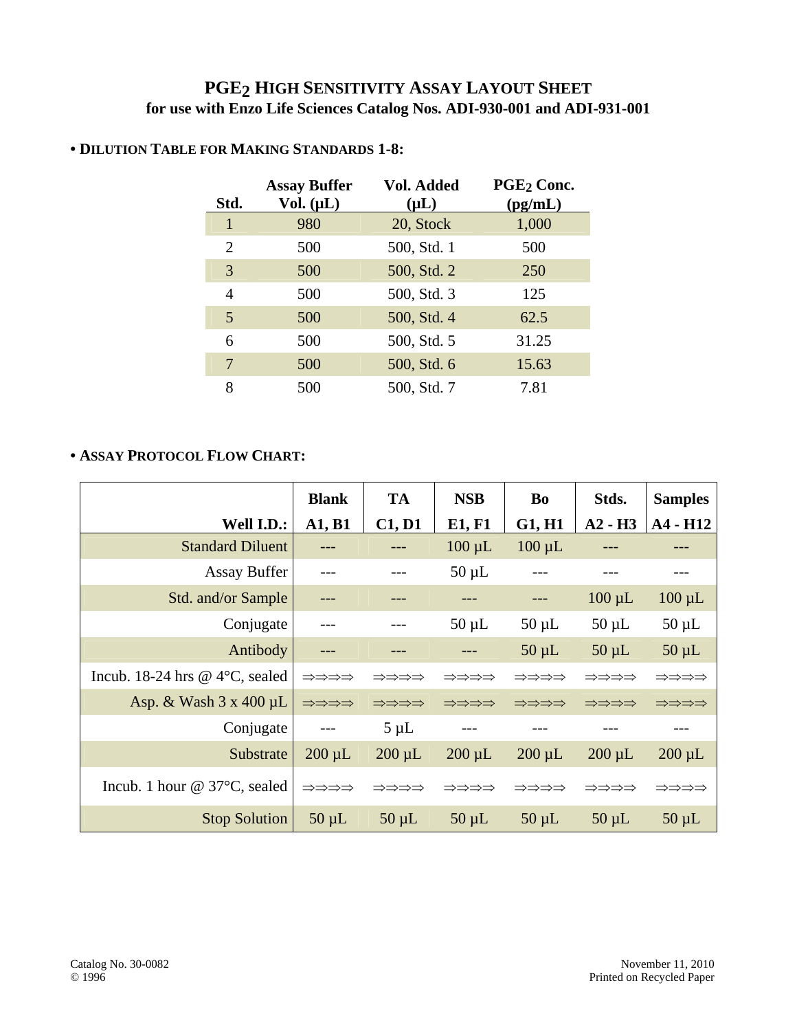# $PGE_2$ HIGH SENSITIVITY ASSAY LAYOUT SHEET

**for use with Enzo Life Sciences Catalog Nos. ADI-930-001 and ADI-931-001**

## • DILUTION TABLE FOR MAKING STANDARDS 1-8:

| Std. | Assay Buffer Vol. (μL) | Vol. Added (μL) | $PGE_2$ Conc. (pg/mL) |
|---|---|---|---|
| 1 | 980 | 20, Stock | 1,000 |
| 2 | 500 | 500, Std. 1 | 500 |
| 3 | 500 | 500, Std. 2 | 250 |
| 4 | 500 | 500, Std. 3 | 125 |
| 5 | 500 | 500, Std. 4 | 62.5 |
| 6 | 500 | 500, Std. 5 | 31.25 |
| 7 | 500 | 500, Std. 6 | 15.63 |
| 8 | 500 | 500, Std. 7 | 7.81 |

## • ASSAY PROTOCOL FLOW CHART:

| | Blank | TA | NSB | Bo | Stds. | Samples |
|---|---|---|---|---|---|---|
| **Well I.D.:** | **A1, B1** | **C1, D1** | **E1, F1** | **G1, H1** | **A2 - H3** | **A4 - H12** |
| Standard Diluent | --- | --- | 100 μL | 100 μL | --- | --- |
| Assay Buffer | --- | --- | 50 μL | --- | --- | --- |
| Std. and/or Sample | --- | --- | --- | --- | 100 μL | 100 μL |
| Conjugate | --- | --- | 50 μL | 50 μL | 50 μL | 50 μL |
| Antibody | --- | --- | --- | 50 μL | 50 μL | 50 μL |
| Incub. 18-24 hrs @ 4°C, sealed | ⇒⇒⇒⇒ | ⇒⇒⇒⇒ | ⇒⇒⇒⇒ | ⇒⇒⇒⇒ | ⇒⇒⇒⇒ | ⇒⇒⇒⇒ |
| Asp. & Wash 3 x 400 μL | ⇒⇒⇒⇒ | ⇒⇒⇒⇒ | ⇒⇒⇒⇒ | ⇒⇒⇒⇒ | ⇒⇒⇒⇒ | ⇒⇒⇒⇒ |
| Conjugate | --- | 5 μL | --- | --- | --- | --- |
| Substrate | 200 μL | 200 μL | 200 μL | 200 μL | 200 μL | 200 μL |
| Incub. 1 hour @ 37°C, sealed | ⇒⇒⇒⇒ | ⇒⇒⇒⇒ | ⇒⇒⇒⇒ | ⇒⇒⇒⇒ | ⇒⇒⇒⇒ | ⇒⇒⇒⇒ |
| Stop Solution | 50 μL | 50 μL | 50 μL | 50 μL | 50 μL | 50 μL |

Catalog No. 30-0082
© 1996

November 11, 2010
Printed on Recycled Paper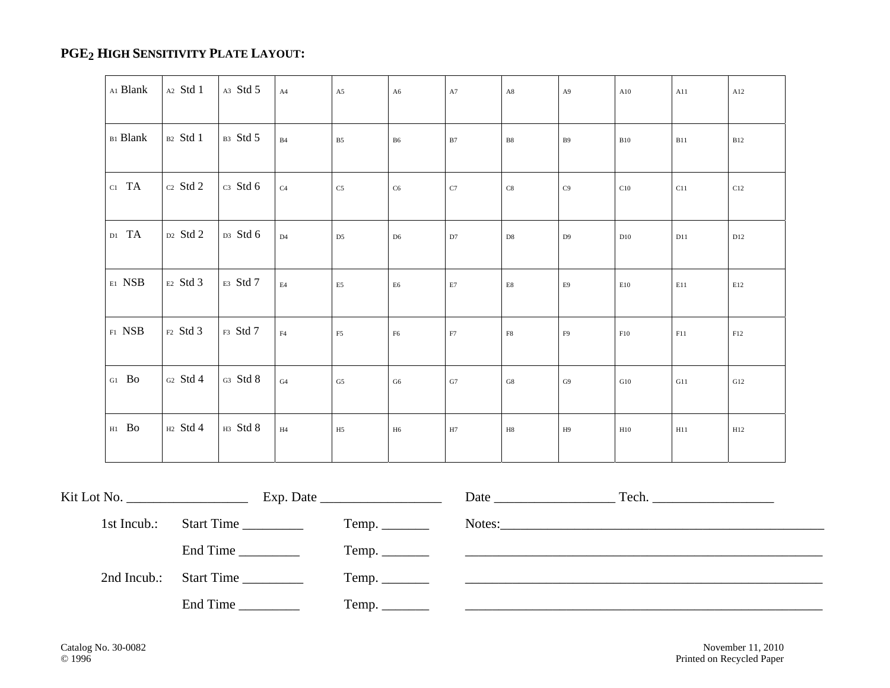**$PGE_2$ HIGH SENSITIVITY PLATE LAYOUT:**

| | | | | | | | | | | | |
|---|---|---|---|---|---|---|---|---|---|---|---|
| A1 Blank | A2 Std 1 | A3 Std 5 | A4 | A5 | A6 | A7 | A8 | A9 | A10 | A11 | A12 |
| B1 Blank | B2 Std 1 | B3 Std 5 | B4 | B5 | B6 | B7 | B8 | B9 | B10 | B11 | B12 |
| C1 TA | C2 Std 2 | C3 Std 6 | C4 | C5 | C6 | C7 | C8 | C9 | C10 | C11 | C12 |
| D1 TA | D2 Std 2 | D3 Std 6 | D4 | D5 | D6 | D7 | D8 | D9 | D10 | D11 | D12 |
| E1 NSB | E2 Std 3 | E3 Std 7 | E4 | E5 | E6 | E7 | E8 | E9 | E10 | E11 | E12 |
| F1 NSB | F2 Std 3 | F3 Std 7 | F4 | F5 | F6 | F7 | F8 | F9 | F10 | F11 | F12 |
| G1 Bo | G2 Std 4 | G3 Std 8 | G4 | G5 | G6 | G7 | G8 | G9 | G10 | G11 | G12 |
| H1 Bo | H2 Std 4 | H3 Std 8 | H4 | H5 | H6 | H7 | H8 | H9 | H10 | H11 | H12 |

Kit Lot No. __________________ Exp. Date __________________ Date __________________ Tech. __________________

1st Incub.: Start Time _________ Temp. _______ Notes:_________________________________________________

End Time _________ Temp. _______ ________________________________________________________

2nd Incub.: Start Time _________ Temp. _______ ________________________________________________________

End Time _________ Temp. _______ ________________________________________________________

Catalog No. 30-0082
© 1996

November 11, 2010
Printed on Recycled Paper